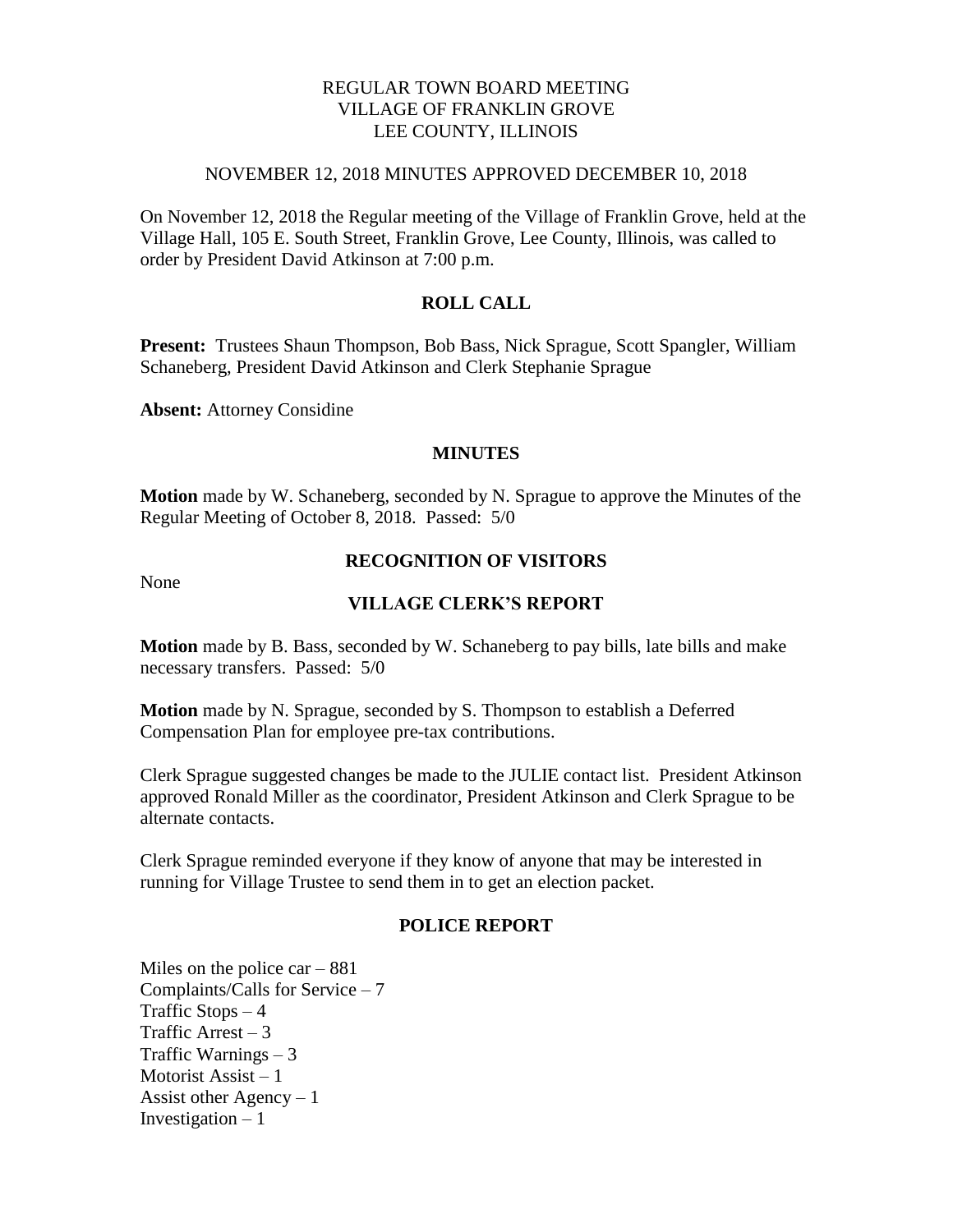# REGULAR TOWN BOARD MEETING
# VILLAGE OF FRANKLIN GROVE
# LEE COUNTY, ILLINOIS

NOVEMBER 12, 2018 MINUTES APPROVED DECEMBER 10, 2018

On November 12, 2018 the Regular meeting of the Village of Franklin Grove, held at the Village Hall, 105 E. South Street, Franklin Grove, Lee County, Illinois, was called to order by President David Atkinson at 7:00 p.m.

## ROLL CALL

**Present:** Trustees Shaun Thompson, Bob Bass, Nick Sprague, Scott Spangler, William Schaneberg, President David Atkinson and Clerk Stephanie Sprague

**Absent:** Attorney Considine

## MINUTES

**Motion** made by W. Schaneberg, seconded by N. Sprague to approve the Minutes of the Regular Meeting of October 8, 2018. Passed: 5/0

## RECOGNITION OF VISITORS

None

## VILLAGE CLERK'S REPORT

**Motion** made by B. Bass, seconded by W. Schaneberg to pay bills, late bills and make necessary transfers. Passed: 5/0

**Motion** made by N. Sprague, seconded by S. Thompson to establish a Deferred Compensation Plan for employee pre-tax contributions.

Clerk Sprague suggested changes be made to the JULIE contact list. President Atkinson approved Ronald Miller as the coordinator, President Atkinson and Clerk Sprague to be alternate contacts.

Clerk Sprague reminded everyone if they know of anyone that may be interested in running for Village Trustee to send them in to get an election packet.

## POLICE REPORT

Miles on the police car – 881
Complaints/Calls for Service – 7
Traffic Stops – 4
Traffic Arrest – 3
Traffic Warnings – 3
Motorist Assist – 1
Assist other Agency – 1
Investigation – 1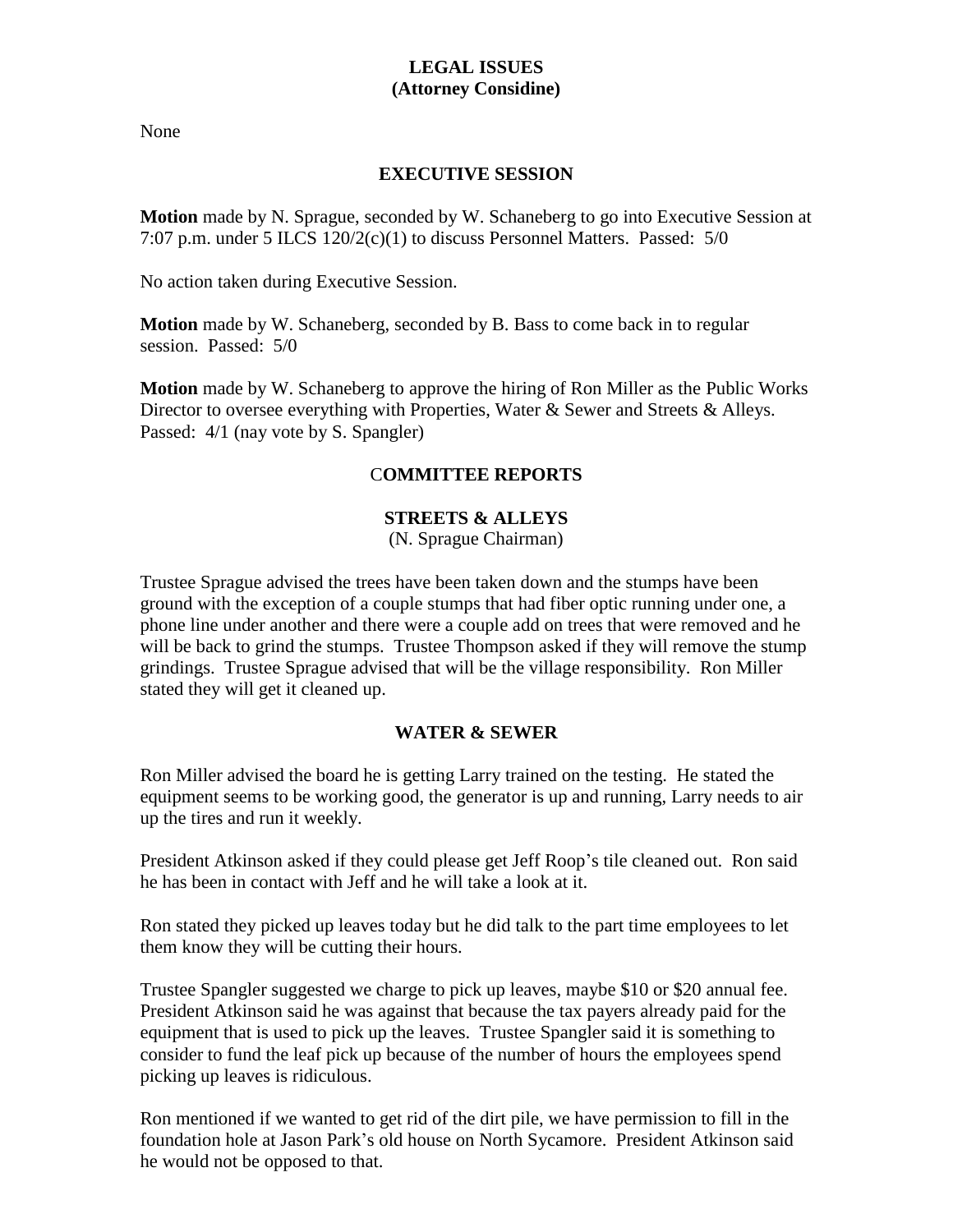**LEGAL ISSUES**
**(Attorney Considine)**

None

**EXECUTIVE SESSION**

**Motion** made by N. Sprague, seconded by W. Schaneberg to go into Executive Session at 7:07 p.m. under 5 ILCS 120/2(c)(1) to discuss Personnel Matters. Passed: 5/0

No action taken during Executive Session.

**Motion** made by W. Schaneberg, seconded by B. Bass to come back in to regular session. Passed: 5/0

**Motion** made by W. Schaneberg to approve the hiring of Ron Miller as the Public Works Director to oversee everything with Properties, Water & Sewer and Streets & Alleys. Passed: 4/1 (nay vote by S. Spangler)

**COMMITTEE REPORTS**

**STREETS & ALLEYS**
(N. Sprague Chairman)

Trustee Sprague advised the trees have been taken down and the stumps have been ground with the exception of a couple stumps that had fiber optic running under one, a phone line under another and there were a couple add on trees that were removed and he will be back to grind the stumps. Trustee Thompson asked if they will remove the stump grindings. Trustee Sprague advised that will be the village responsibility. Ron Miller stated they will get it cleaned up.

**WATER & SEWER**

Ron Miller advised the board he is getting Larry trained on the testing. He stated the equipment seems to be working good, the generator is up and running, Larry needs to air up the tires and run it weekly.

President Atkinson asked if they could please get Jeff Roop's tile cleaned out. Ron said he has been in contact with Jeff and he will take a look at it.

Ron stated they picked up leaves today but he did talk to the part time employees to let them know they will be cutting their hours.

Trustee Spangler suggested we charge to pick up leaves, maybe $10 or $20 annual fee. President Atkinson said he was against that because the tax payers already paid for the equipment that is used to pick up the leaves. Trustee Spangler said it is something to consider to fund the leaf pick up because of the number of hours the employees spend picking up leaves is ridiculous.

Ron mentioned if we wanted to get rid of the dirt pile, we have permission to fill in the foundation hole at Jason Park's old house on North Sycamore. President Atkinson said he would not be opposed to that.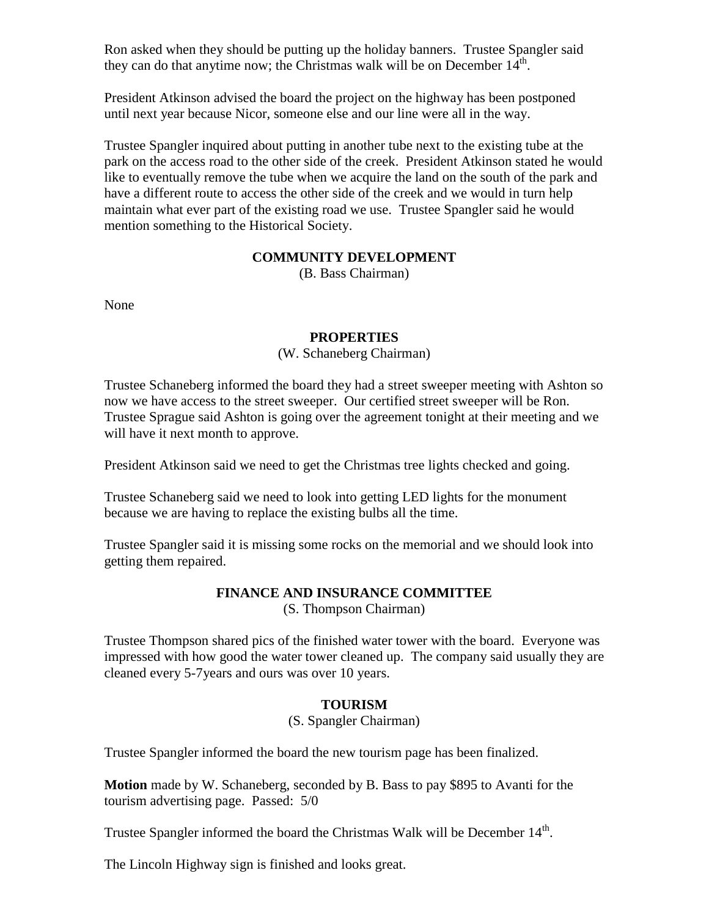Ron asked when they should be putting up the holiday banners. Trustee Spangler said they can do that anytime now; the Christmas walk will be on December 14th.

President Atkinson advised the board the project on the highway has been postponed until next year because Nicor, someone else and our line were all in the way.

Trustee Spangler inquired about putting in another tube next to the existing tube at the park on the access road to the other side of the creek. President Atkinson stated he would like to eventually remove the tube when we acquire the land on the south of the park and have a different route to access the other side of the creek and we would in turn help maintain what ever part of the existing road we use. Trustee Spangler said he would mention something to the Historical Society.

**COMMUNITY DEVELOPMENT**

(B. Bass Chairman)

None

**PROPERTIES**

(W. Schaneberg Chairman)

Trustee Schaneberg informed the board they had a street sweeper meeting with Ashton so now we have access to the street sweeper. Our certified street sweeper will be Ron. Trustee Sprague said Ashton is going over the agreement tonight at their meeting and we will have it next month to approve.

President Atkinson said we need to get the Christmas tree lights checked and going.

Trustee Schaneberg said we need to look into getting LED lights for the monument because we are having to replace the existing bulbs all the time.

Trustee Spangler said it is missing some rocks on the memorial and we should look into getting them repaired.

**FINANCE AND INSURANCE COMMITTEE**

(S. Thompson Chairman)

Trustee Thompson shared pics of the finished water tower with the board. Everyone was impressed with how good the water tower cleaned up. The company said usually they are cleaned every 5-7years and ours was over 10 years.

**TOURISM**

(S. Spangler Chairman)

Trustee Spangler informed the board the new tourism page has been finalized.

**Motion** made by W. Schaneberg, seconded by B. Bass to pay $895 to Avanti for the tourism advertising page. Passed: 5/0

Trustee Spangler informed the board the Christmas Walk will be December 14th.

The Lincoln Highway sign is finished and looks great.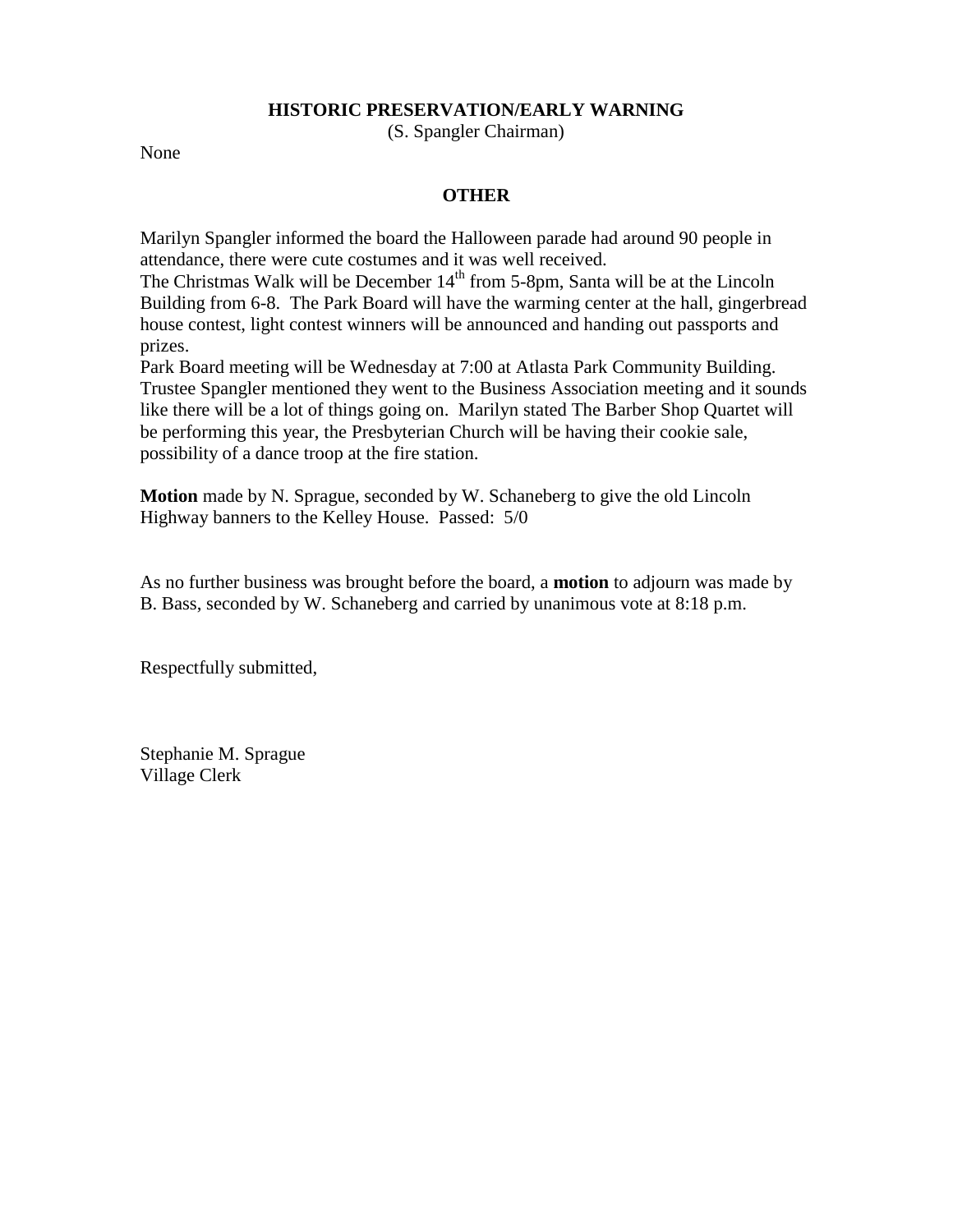**HISTORIC PRESERVATION/EARLY WARNING**

(S. Spangler Chairman)

None

**OTHER**

Marilyn Spangler informed the board the Halloween parade had around 90 people in attendance, there were cute costumes and it was well received.
The Christmas Walk will be December 14th from 5-8pm, Santa will be at the Lincoln Building from 6-8. The Park Board will have the warming center at the hall, gingerbread house contest, light contest winners will be announced and handing out passports and prizes.
Park Board meeting will be Wednesday at 7:00 at Atlasta Park Community Building.
Trustee Spangler mentioned they went to the Business Association meeting and it sounds like there will be a lot of things going on. Marilyn stated The Barber Shop Quartet will be performing this year, the Presbyterian Church will be having their cookie sale, possibility of a dance troop at the fire station.

**Motion** made by N. Sprague, seconded by W. Schaneberg to give the old Lincoln Highway banners to the Kelley House. Passed: 5/0

As no further business was brought before the board, a **motion** to adjourn was made by B. Bass, seconded by W. Schaneberg and carried by unanimous vote at 8:18 p.m.

Respectfully submitted,

Stephanie M. Sprague
Village Clerk